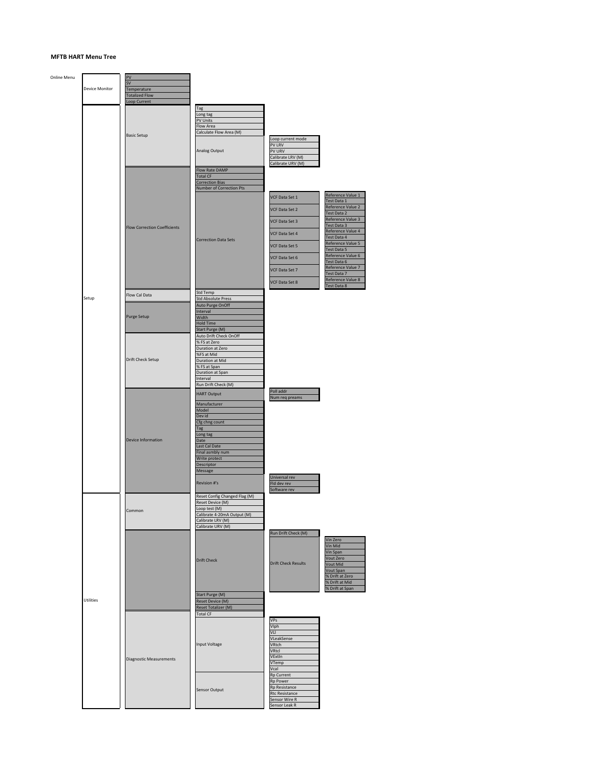**MFTB HART Menu Tree**

- Online Menu
  - Device Monitor
    - PV
    - SV
    - Temperature
    - Totalized Flow
    - Loop Current
  - Setup
    - Basic Setup
      - Tag
      - Long tag
      - PV Units
      - Flow Area
      - Calculate Flow Area (M)
      - Analog Output
        - Loop current mode
        - PV LRV
        - PV URV
        - Calibrate LRV (M)
        - Calibrate URV (M)
    - Flow Correction Coefficients
      - Flow Rate DAMP
      - Total CF
      - Correction Bias
      - Number of Correction Pts
      - Correction Data Sets
        - VCF Data Set 1
          - Reference Value 1
          - Test Data 1
        - VCF Data Set 2
          - Reference Value 2
          - Test Data 2
        - VCF Data Set 3
          - Reference Value 3
          - Test Data 3
        - VCF Data Set 4
          - Reference Value 4
          - Test Data 4
        - VCF Data Set 5
          - Reference Value 5
          - Test Data 5
        - VCF Data Set 6
          - Reference Value 6
          - Test Data 6
        - VCF Data Set 7
          - Reference Value 7
          - Test Data 7
        - VCF Data Set 8
          - Reference Value 8
          - Test Data 8
    - Flow Cal Data
      - Std Temp
      - Std Absolute Press
    - Purge Setup
      - Auto Purge OnOff
      - Interval
      - Width
      - Hold Time
      - Start Purge (M)
    - Drift Check Setup
      - Auto Drift Check OnOff
      - % FS at Zero
      - Duration at Zero
      - %FS at Mid
      - Duration at Mid
      - % FS at Span
      - Duration at Span
      - Interval
      - Run Drift Check (M)
    - Device Information
      - HART Output
        - Poll addr
        - Num req preams
      - Manufacturer
      - Model
      - Dev id
      - Cfg chng count
      - Tag
      - Long tag
      - Date
      - Last Cal Date
      - Final asmbly num
      - Write protect
      - Descriptor
      - Message
      - Revision #'s
        - Universal rev
        - Fld dev rev
        - Software rev
  - Utilities
    - Common
      - Reset Config Changed Flag (M)
      - Reset Device (M)
      - Loop test (M)
      - Calibrate 4-20mA Output (M)
      - Calibrate LRV (M)
      - Calibrate URV (M)
    - (unlabeled)
      - Drift Check
        - Run Drift Check (M)
        - Drift Check Results
          - Vin Zero
          - Vin Mid
          - Vin Span
          - Vout Zero
          - Vout Mid
          - Vout Span
          - % Drift at Zero
          - % Drift at Mid
          - % Drift at Span
      - Start Purge (M)
      - Reset Device (M)
      - Reset Totalizer (M)
    - Diagnostic Measurements
      - Total CF
      - Input Voltage
        - VPs
        - VIph
        - VLl
        - VLeakSense
        - VRtch
        - VRtcl
        - VExtIn
        - VTemp
        - Vcal
      - Sensor Output
        - Rp Current
        - Rp Power
        - Rp Resistance
        - Rtc Resistance
        - Sensor Wire R
        - Sensor Leak R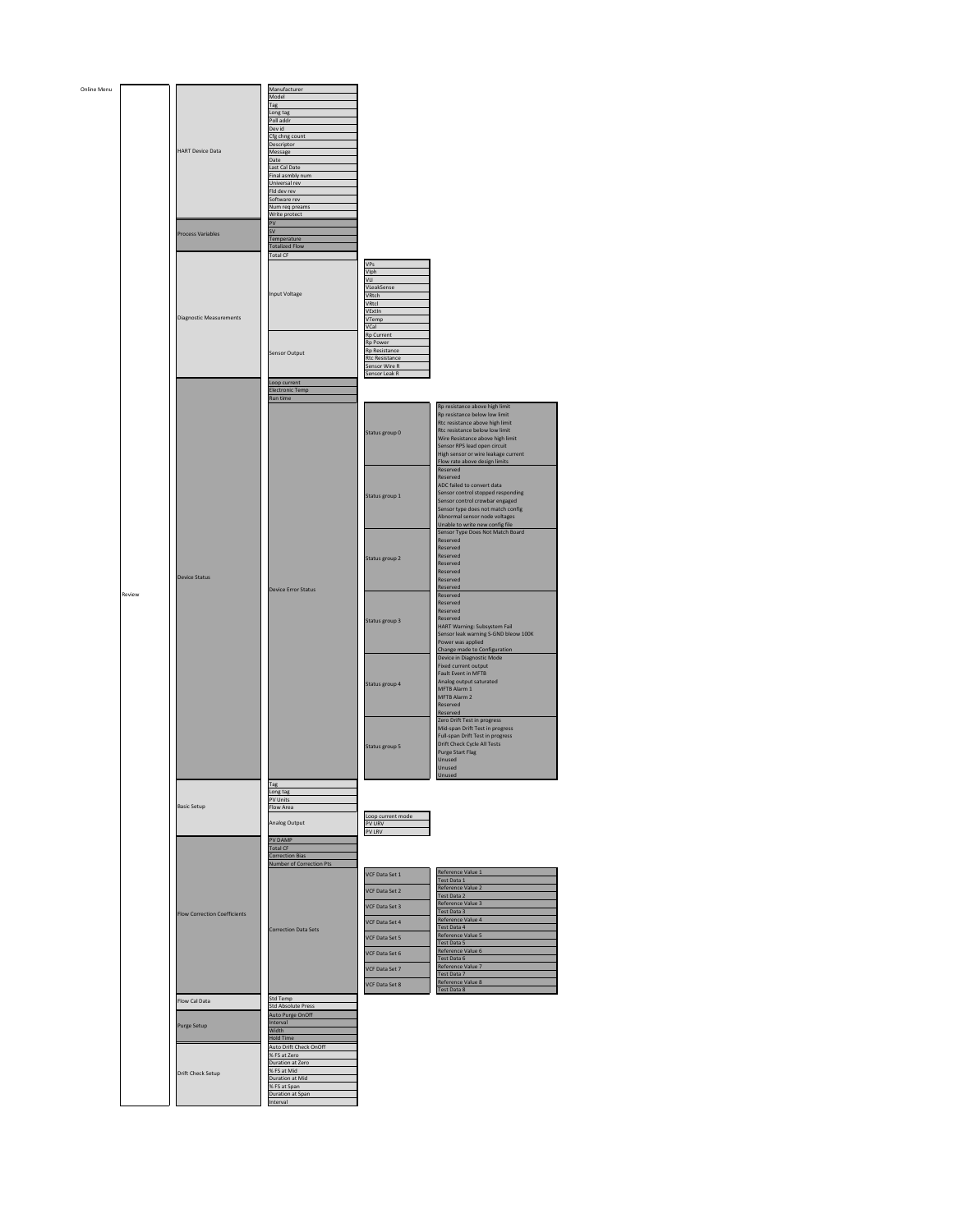Online Menu

- Review
  - HART Device Data
    - Manufacturer
    - Model
    - Tag
    - Long tag
    - Poll addr
    - Dev id
    - Cfg chng count
    - Descriptor
    - Message
    - Date
    - Last Cal Date
    - Final asmbly num
    - Universal rev
    - Fld dev rev
    - Software rev
    - Num req preams
    - Write protect
  - Process Variables
    - PV
    - SV
    - Temperature
    - Totalized Flow
  - Diagnostic Measurements
    - Total CF
    - Input Voltage
      - VPs
      - Viph
      - VLl
      - VLeakSense
      - VRtch
      - VRtcl
      - VExtIn
      - VTemp
      - VCal
    - Sensor Output
      - Rp Current
      - Rp Power
      - Rp Resistance
      - Rtc Resistance
      - Sensor Wire R
      - Sensor Leak R
  - Device Status
    - Loop current
    - Electronic Temp
    - Run time
    - Device Error Status
      - Status group 0
        - Rp resistance above high limit
        - Rp resistance below low limit
        - Rtc resistance above high limit
        - Rtc resistance below low limit
        - Wire Resistance above high limit
        - Sensor RPS lead open circuit
        - High sensor or wire leakage current
        - Flow rate above design limits
      - Status group 1
        - Reserved
        - Reserved
        - ADC failed to convert data
        - Sensor control stopped responding
        - Sensor control crowbar engaged
        - Sensor type does not match config
        - Abnormal sensor node voltages
        - Unable to write new config file
      - Status group 2
        - Sensor Type Does Not Match Board
        - Reserved
        - Reserved
        - Reserved
        - Reserved
        - Reserved
        - Reserved
        - Reserved
      - Status group 3
        - Reserved
        - Reserved
        - Reserved
        - Reserved
        - HART Warning: Subsystem Fail
        - Sensor leak warning S-GND bleow 100K
        - Power was applied
        - Change made to Configuration
      - Status group 4
        - Device in Diagnostic Mode
        - Fixed current output
        - Fault Event in MFTB
        - Analog output saturated
        - MFTB Alarm 1
        - MFTB Alarm 2
        - Reserved
        - Reserved
      - Status group 5
        - Zero Drift Test in progress
        - Mid-span Drift Test in progress
        - Full-span Drift Test in progress
        - Drift Check Cycle All Tests
        - Purge Start Flag
        - Unused
        - Unused
        - Unused
  - Basic Setup
    - Tag
    - Long tag
    - PV Units
    - Flow Area
    - Analog Output
      - Loop current mode
      - PV URV
      - PV LRV
  - Flow Correction Coefficients
    - PV DAMP
    - Total CF
    - Correction Bias
    - Number of Correction Pts
    - Correction Data Sets
      - VCF Data Set 1
        - Reference Value 1
        - Test Data 1
      - VCF Data Set 2
        - Reference Value 2
        - Test Data 2
      - VCF Data Set 3
        - Reference Value 3
        - Test Data 3
      - VCF Data Set 4
        - Reference Value 4
        - Test Data 4
      - VCF Data Set 5
        - Reference Value 5
        - Test Data 5
      - VCF Data Set 6
        - Reference Value 6
        - Test Data 6
      - VCF Data Set 7
        - Reference Value 7
        - Test Data 7
      - VCF Data Set 8
        - Reference Value 8
        - Test Data 8
  - Flow Cal Data
    - Std Temp
    - Std Absolute Press
  - Purge Setup
    - Auto Purge OnOff
    - Interval
    - Width
    - Hold Time
  - Drift Check Setup
    - Auto Drift Check OnOff
    - % FS at Zero
    - Duration at Zero
    - % FS at Mid
    - Duration at Mid
    - % FS at Span
    - Duration at Span
    - Interval